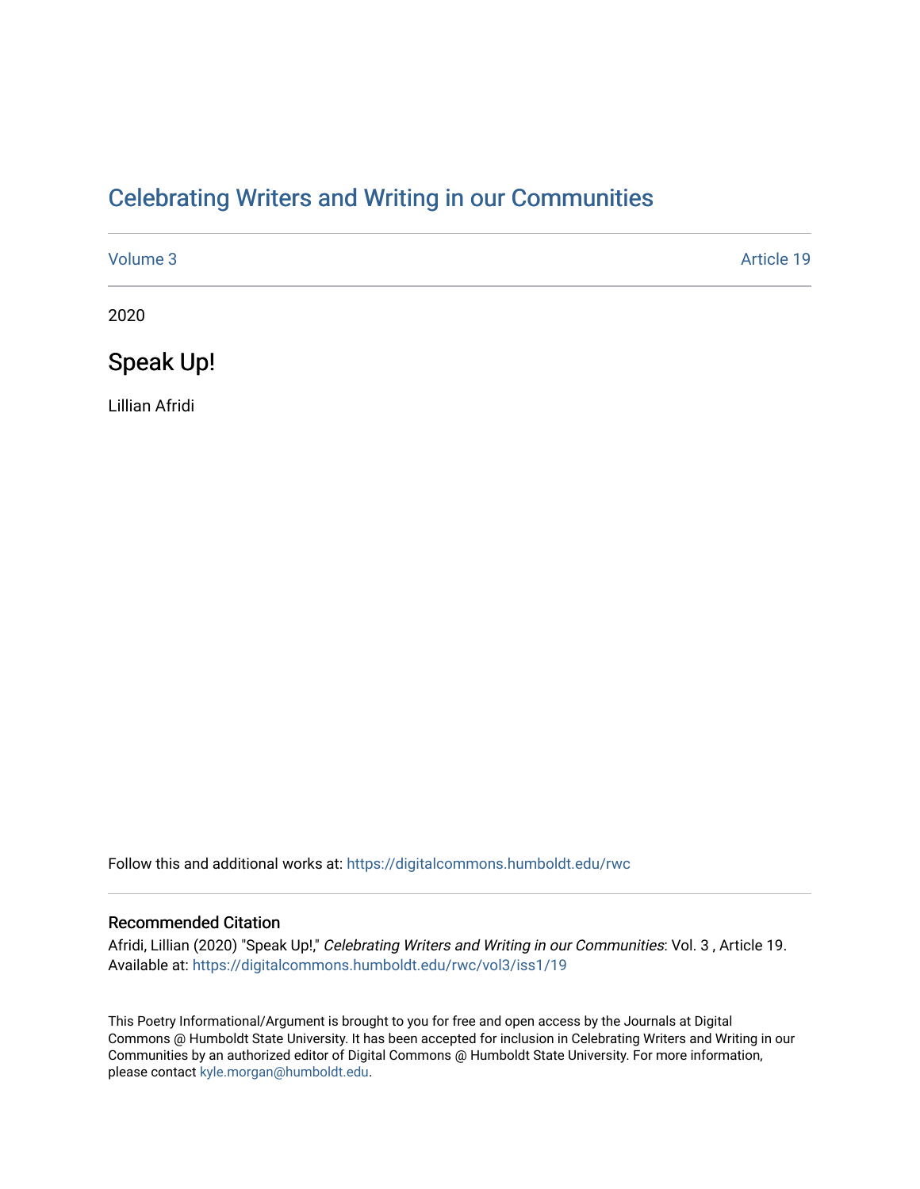# Celebrating Writers and Writing in our Communities

Volume 3 Article 19

2020

## Speak Up!

Lillian Afridi

Follow this and additional works at: https://digitalcommons.humboldt.edu/rwc

### Recommended Citation

Afridi, Lillian (2020) "Speak Up!," *Celebrating Writers and Writing in our Communities*: Vol. 3 , Article 19.
Available at: https://digitalcommons.humboldt.edu/rwc/vol3/iss1/19

This Poetry Informational/Argument is brought to you for free and open access by the Journals at Digital Commons @ Humboldt State University. It has been accepted for inclusion in Celebrating Writers and Writing in our Communities by an authorized editor of Digital Commons @ Humboldt State University. For more information, please contact kyle.morgan@humboldt.edu.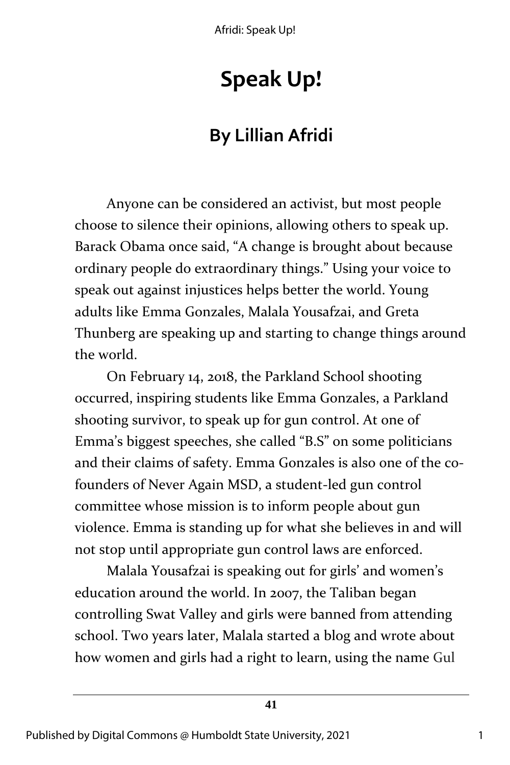# Speak Up!

## By Lillian Afridi

Anyone can be considered an activist, but most people choose to silence their opinions, allowing others to speak up. Barack Obama once said, "A change is brought about because ordinary people do extraordinary things." Using your voice to speak out against injustices helps better the world. Young adults like Emma Gonzales, Malala Yousafzai, and Greta Thunberg are speaking up and starting to change things around the world.

On February 14, 2018, the Parkland School shooting occurred, inspiring students like Emma Gonzales, a Parkland shooting survivor, to speak up for gun control. At one of Emma's biggest speeches, she called "B.S" on some politicians and their claims of safety. Emma Gonzales is also one of the co-founders of Never Again MSD, a student-led gun control committee whose mission is to inform people about gun violence. Emma is standing up for what she believes in and will not stop until appropriate gun control laws are enforced.

Malala Yousafzai is speaking out for girls' and women's education around the world. In 2007, the Taliban began controlling Swat Valley and girls were banned from attending school. Two years later, Malala started a blog and wrote about how women and girls had a right to learn, using the name Gul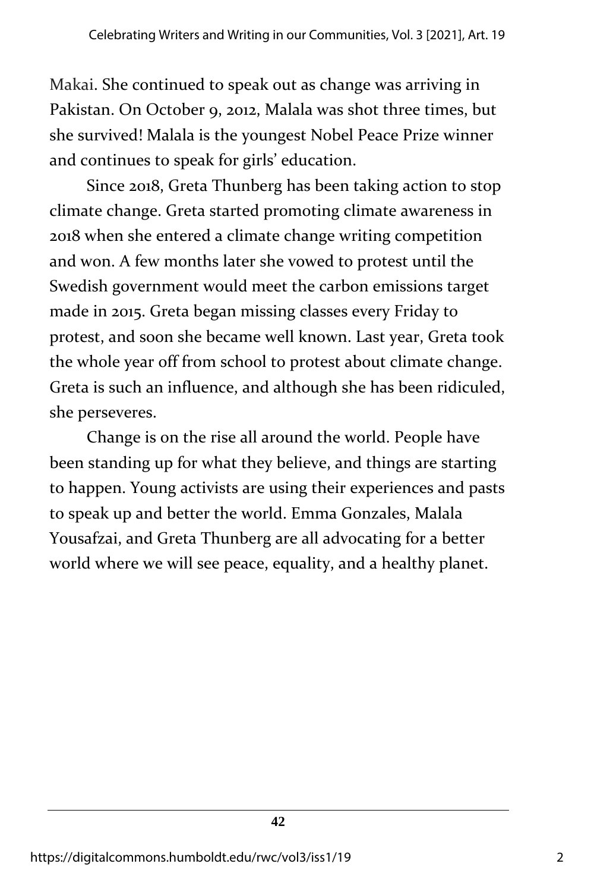Makai. She continued to speak out as change was arriving in Pakistan. On October 9, 2012, Malala was shot three times, but she survived! Malala is the youngest Nobel Peace Prize winner and continues to speak for girls' education.

Since 2018, Greta Thunberg has been taking action to stop climate change. Greta started promoting climate awareness in 2018 when she entered a climate change writing competition and won. A few months later she vowed to protest until the Swedish government would meet the carbon emissions target made in 2015. Greta began missing classes every Friday to protest, and soon she became well known. Last year, Greta took the whole year off from school to protest about climate change. Greta is such an influence, and although she has been ridiculed, she perseveres.

Change is on the rise all around the world. People have been standing up for what they believe, and things are starting to happen. Young activists are using their experiences and pasts to speak up and better the world. Emma Gonzales, Malala Yousafzai, and Greta Thunberg are all advocating for a better world where we will see peace, equality, and a healthy planet.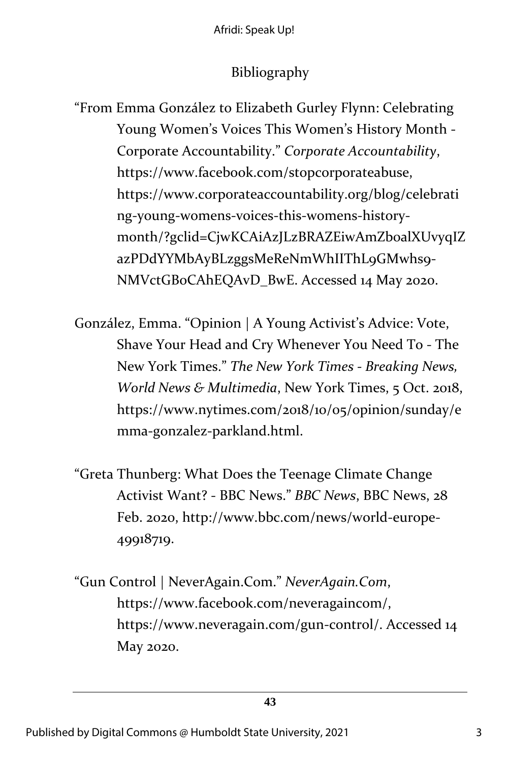## Bibliography

"From Emma González to Elizabeth Gurley Flynn: Celebrating Young Women's Voices This Women's History Month - Corporate Accountability." *Corporate Accountability*, https://www.facebook.com/stopcorporateabuse, https://www.corporateaccountability.org/blog/celebrating-young-womens-voices-this-womens-history-month/?gclid=CjwKCAiAzJLzBRAZEiwAmZboalXUvyqIZazPDdYYMbAyBLzggsMeReNmWhIIThL9GMwhs9-NMVctGBoCAhEQAvD_BwE. Accessed 14 May 2020.

González, Emma. "Opinion | A Young Activist's Advice: Vote, Shave Your Head and Cry Whenever You Need To - The New York Times." *The New York Times - Breaking News, World News & Multimedia*, New York Times, 5 Oct. 2018, https://www.nytimes.com/2018/10/05/opinion/sunday/emma-gonzalez-parkland.html.

"Greta Thunberg: What Does the Teenage Climate Change Activist Want? - BBC News." *BBC News*, BBC News, 28 Feb. 2020, http://www.bbc.com/news/world-europe-49918719.

"Gun Control | NeverAgain.Com." *NeverAgain.Com*, https://www.facebook.com/neveragaincom/, https://www.neveragain.com/gun-control/. Accessed 14 May 2020.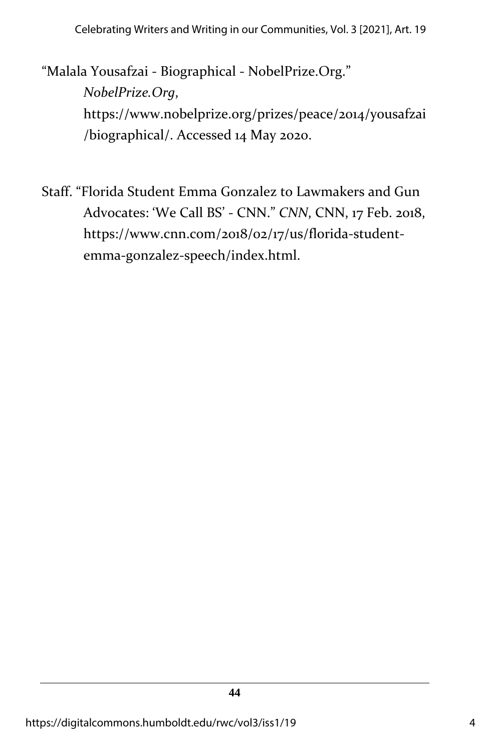"Malala Yousafzai - Biographical - NobelPrize.Org." *NobelPrize.Org*, https://www.nobelprize.org/prizes/peace/2014/yousafzai/biographical/. Accessed 14 May 2020.

Staff. "Florida Student Emma Gonzalez to Lawmakers and Gun Advocates: 'We Call BS' - CNN." *CNN*, CNN, 17 Feb. 2018, https://www.cnn.com/2018/02/17/us/florida-student-emma-gonzalez-speech/index.html.